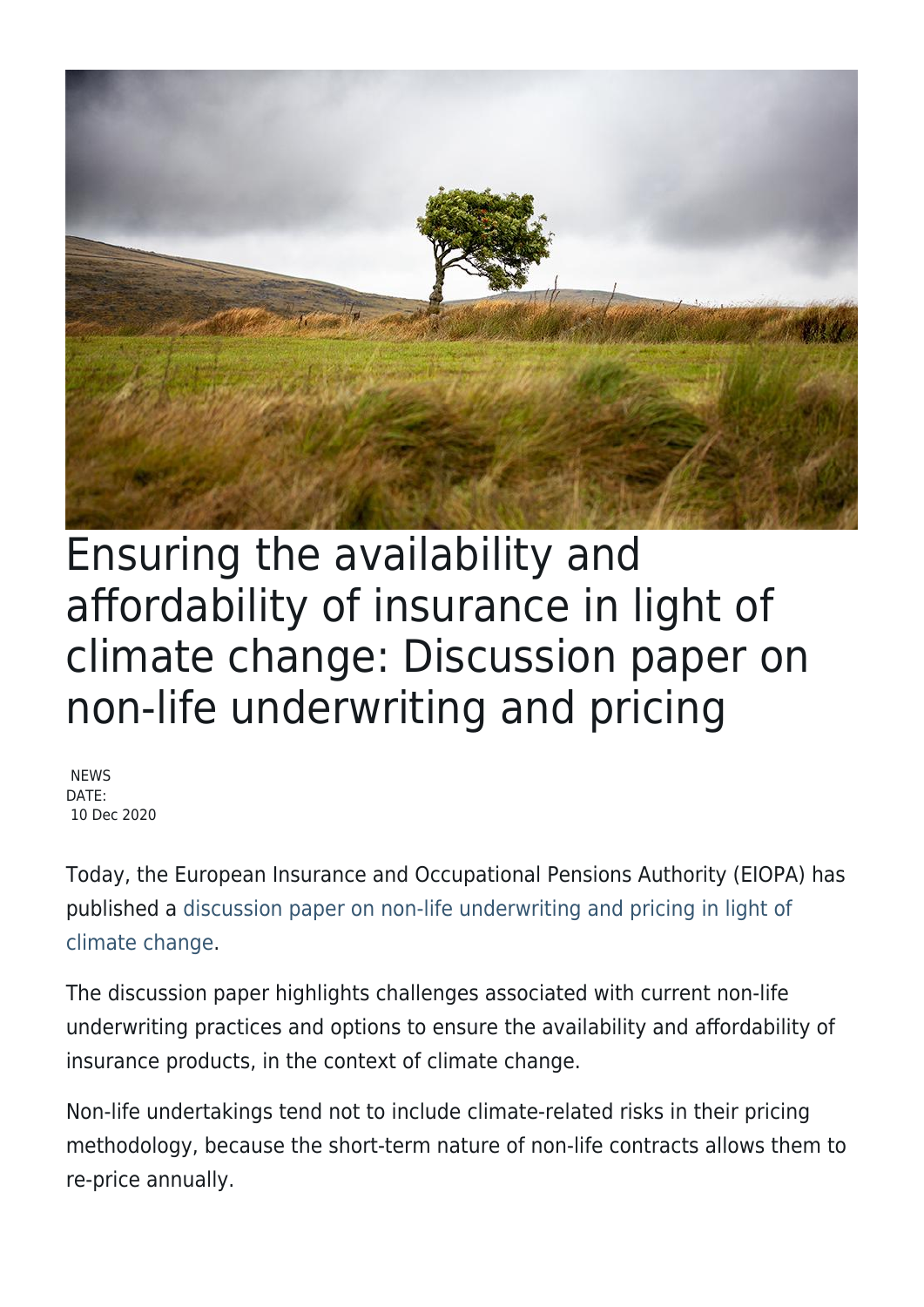# Ensuring the availability and affordability of insurance in light of climate change: Discussion paper on non-life underwriting and pricing

NEWS
DATE:
10 Dec 2020

Today, the European Insurance and Occupational Pensions Authority (EIOPA) has published a discussion paper on non-life underwriting and pricing in light of climate change.

The discussion paper highlights challenges associated with current non-life underwriting practices and options to ensure the availability and affordability of insurance products, in the context of climate change.

Non-life undertakings tend not to include climate-related risks in their pricing methodology, because the short-term nature of non-life contracts allows them to re-price annually.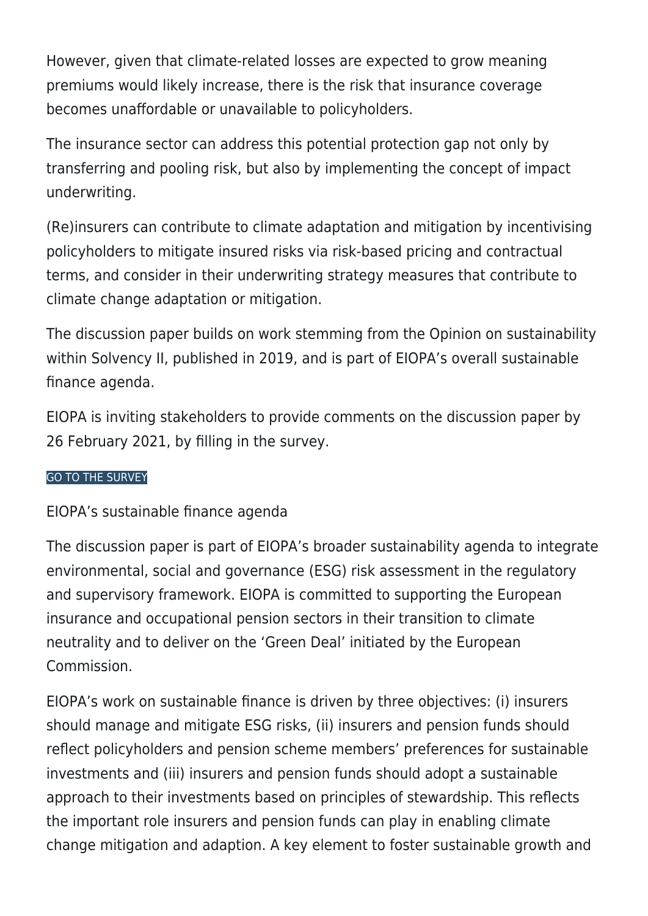However, given that climate-related losses are expected to grow meaning premiums would likely increase, there is the risk that insurance coverage becomes unaffordable or unavailable to policyholders.

The insurance sector can address this potential protection gap not only by transferring and pooling risk, but also by implementing the concept of impact underwriting.

(Re)insurers can contribute to climate adaptation and mitigation by incentivising policyholders to mitigate insured risks via risk-based pricing and contractual terms, and consider in their underwriting strategy measures that contribute to climate change adaptation or mitigation.

The discussion paper builds on work stemming from the Opinion on sustainability within Solvency II, published in 2019, and is part of EIOPA's overall sustainable finance agenda.

EIOPA is inviting stakeholders to provide comments on the discussion paper by 26 February 2021, by filling in the survey.

GO TO THE SURVEY

## EIOPA's sustainable finance agenda

The discussion paper is part of EIOPA's broader sustainability agenda to integrate environmental, social and governance (ESG) risk assessment in the regulatory and supervisory framework. EIOPA is committed to supporting the European insurance and occupational pension sectors in their transition to climate neutrality and to deliver on the 'Green Deal' initiated by the European Commission.

EIOPA's work on sustainable finance is driven by three objectives: (i) insurers should manage and mitigate ESG risks, (ii) insurers and pension funds should reflect policyholders and pension scheme members' preferences for sustainable investments and (iii) insurers and pension funds should adopt a sustainable approach to their investments based on principles of stewardship. This reflects the important role insurers and pension funds can play in enabling climate change mitigation and adaption. A key element to foster sustainable growth and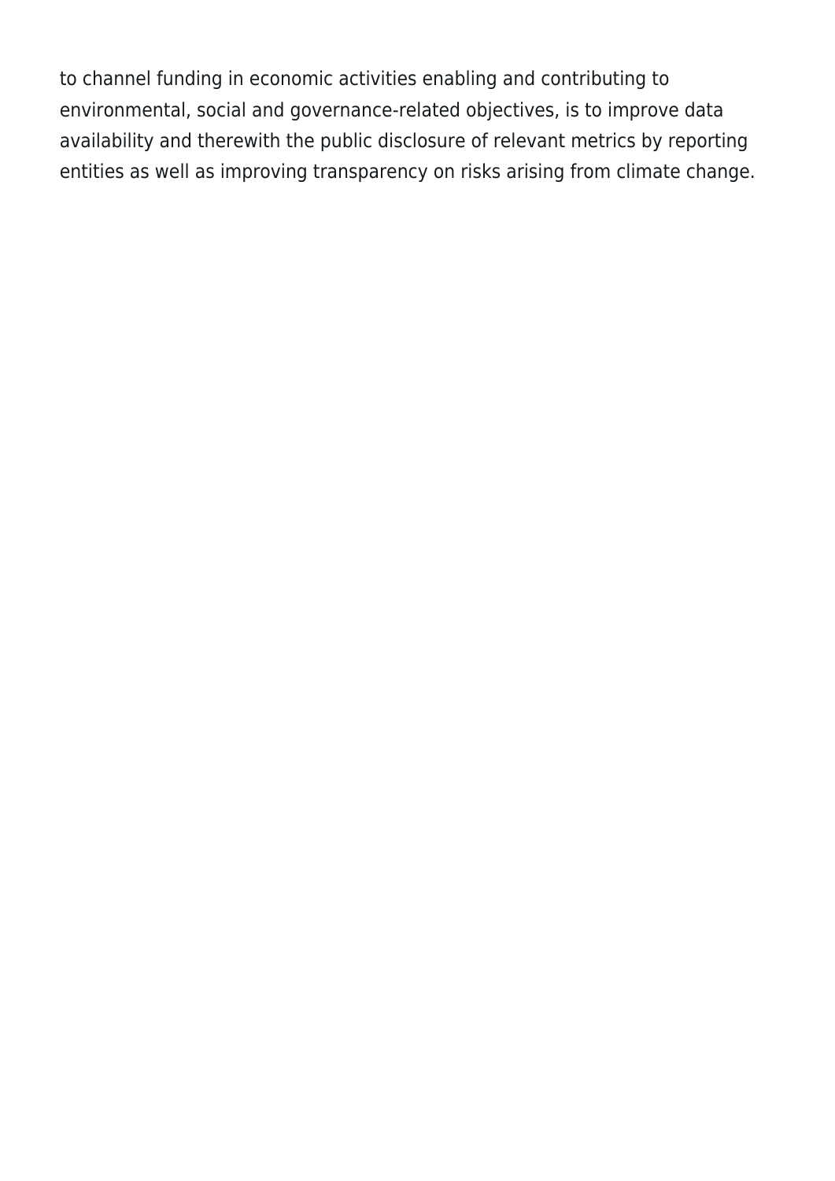to channel funding in economic activities enabling and contributing to environmental, social and governance-related objectives, is to improve data availability and therewith the public disclosure of relevant metrics by reporting entities as well as improving transparency on risks arising from climate change.